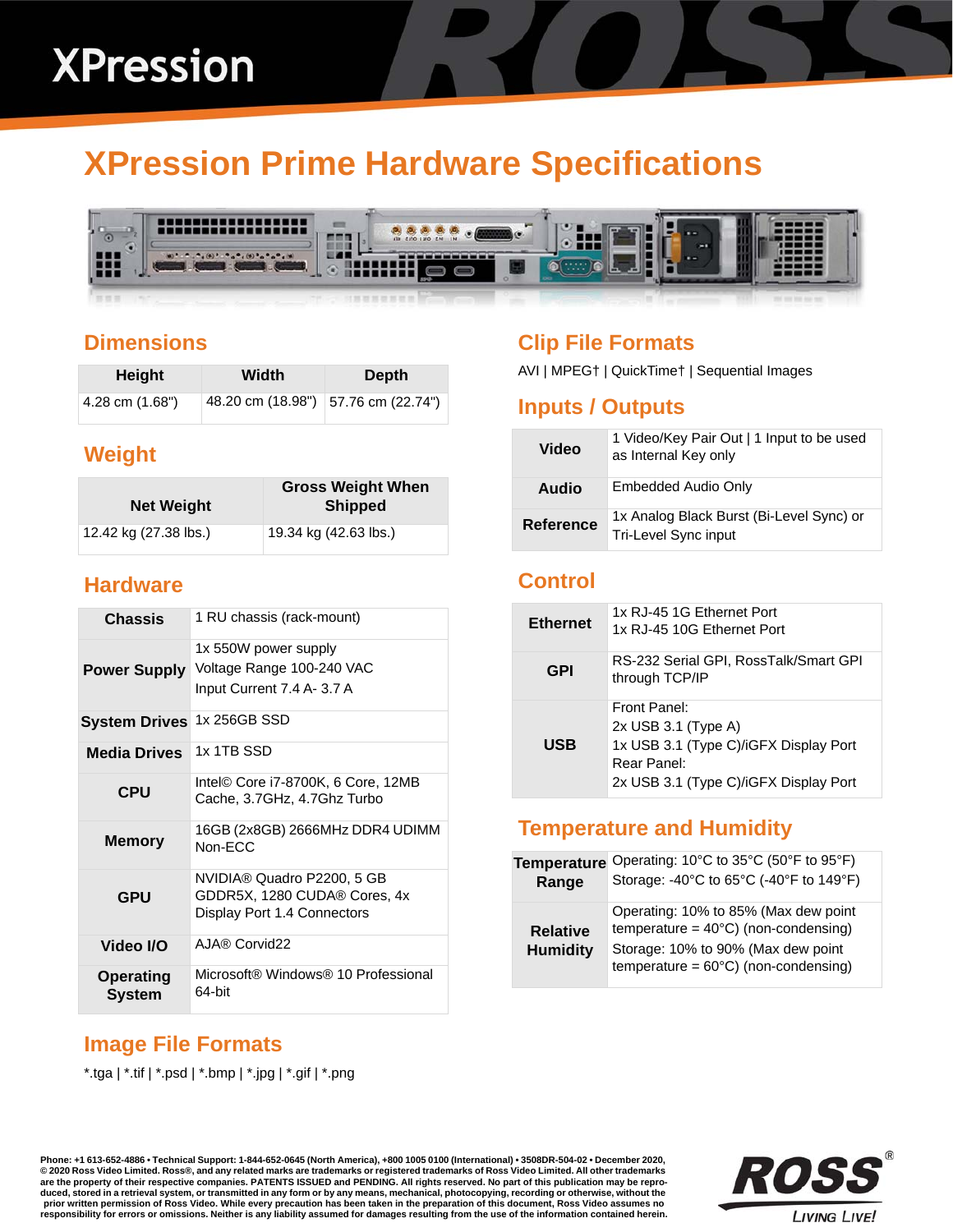# XPression Prime Hardware Specifications

## Dimensions

| Height | Width | Depth |
| --- | --- | --- |
| 4.28 cm (1.68") | 48.20 cm (18.98") | 57.76 cm (22.74") |

## Weight

| Net Weight | Gross Weight When Shipped |
| --- | --- |
| 12.42 kg (27.38 lbs.) | 19.34 kg (42.63 lbs.) |

## Hardware

| | |
| --- | --- |
| **Chassis** | 1 RU chassis (rack-mount) |
| **Power Supply** | 1x 550W power supply<br>Voltage Range 100-240 VAC<br>Input Current 7.4 A- 3.7 A |
| **System Drives** | 1x 256GB SSD |
| **Media Drives** | 1x 1TB SSD |
| **CPU** | Intel© Core i7-8700K, 6 Core, 12MB Cache, 3.7GHz, 4.7Ghz Turbo |
| **Memory** | 16GB (2x8GB) 2666MHz DDR4 UDIMM Non-ECC |
| **GPU** | NVIDIA® Quadro P2200, 5 GB GDDR5X, 1280 CUDA® Cores, 4x Display Port 1.4 Connectors |
| **Video I/O** | AJA® Corvid22 |
| **Operating System** | Microsoft® Windows® 10 Professional 64-bit |

## Image File Formats

*.tga | *.tif | *.psd | *.bmp | *.jpg | *.gif | *.png

## Clip File Formats

AVI | MPEG† | QuickTime† | Sequential Images

## Inputs / Outputs

| | |
| --- | --- |
| **Video** | 1 Video/Key Pair Out \| 1 Input to be used as Internal Key only |
| **Audio** | Embedded Audio Only |
| **Reference** | 1x Analog Black Burst (Bi-Level Sync) or Tri-Level Sync input |

## Control

| | |
| --- | --- |
| **Ethernet** | 1x RJ-45 1G Ethernet Port<br>1x RJ-45 10G Ethernet Port |
| **GPI** | RS-232 Serial GPI, RossTalk/Smart GPI through TCP/IP |
| **USB** | Front Panel:<br>2x USB 3.1 (Type A)<br>1x USB 3.1 (Type C)/iGFX Display Port<br>Rear Panel:<br>2x USB 3.1 (Type C)/iGFX Display Port |

## Temperature and Humidity

| | |
| --- | --- |
| **Temperature Range** | Operating: 10°C to 35°C (50°F to 95°F)<br>Storage: -40°C to 65°C (-40°F to 149°F) |
| **Relative Humidity** | Operating: 10% to 85% (Max dew point temperature = 40°C) (non-condensing)<br>Storage: 10% to 90% (Max dew point temperature = 60°C) (non-condensing) |

**Phone: +1 613-652-4886 • Technical Support: 1-844-652-0645 (North America), +800 1005 0100 (International) • 3508DR-504-02 • December 2020, © 2020 Ross Video Limited. Ross®, and any related marks are trademarks or registered trademarks of Ross Video Limited. All other trademarks are the property of their respective companies. PATENTS ISSUED and PENDING. All rights reserved. No part of this publication may be reproduced, stored in a retrieval system, or transmitted in any form or by any means, mechanical, photocopying, recording or otherwise, without the prior written permission of Ross Video. While every precaution has been taken in the preparation of this document, Ross Video assumes no responsibility for errors or omissions. Neither is any liability assumed for damages resulting from the use of the information contained herein.**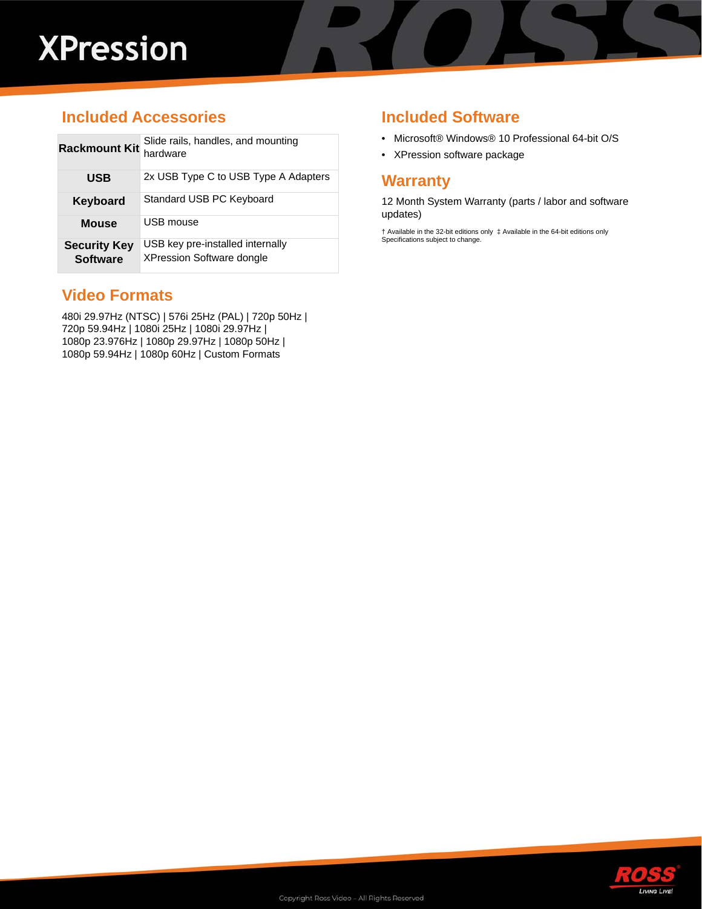## Included Accessories

| | |
|---|---|
| **Rackmount Kit** | Slide rails, handles, and mounting hardware |
| **USB** | 2x USB Type C to USB Type A Adapters |
| **Keyboard** | Standard USB PC Keyboard |
| **Mouse** | USB mouse |
| **Security Key Software** | USB key pre-installed internally XPression Software dongle |

## Video Formats

480i 29.97Hz (NTSC) | 576i 25Hz (PAL) | 720p 50Hz | 720p 59.94Hz | 1080i 25Hz | 1080i 29.97Hz | 1080p 23.976Hz | 1080p 29.97Hz | 1080p 50Hz | 1080p 59.94Hz | 1080p 60Hz | Custom Formats

## Included Software

- Microsoft® Windows® 10 Professional 64-bit O/S
- XPression software package

## Warranty

12 Month System Warranty (parts / labor and software updates)

† Available in the 32-bit editions only ‡ Available in the 64-bit editions only
Specifications subject to change.